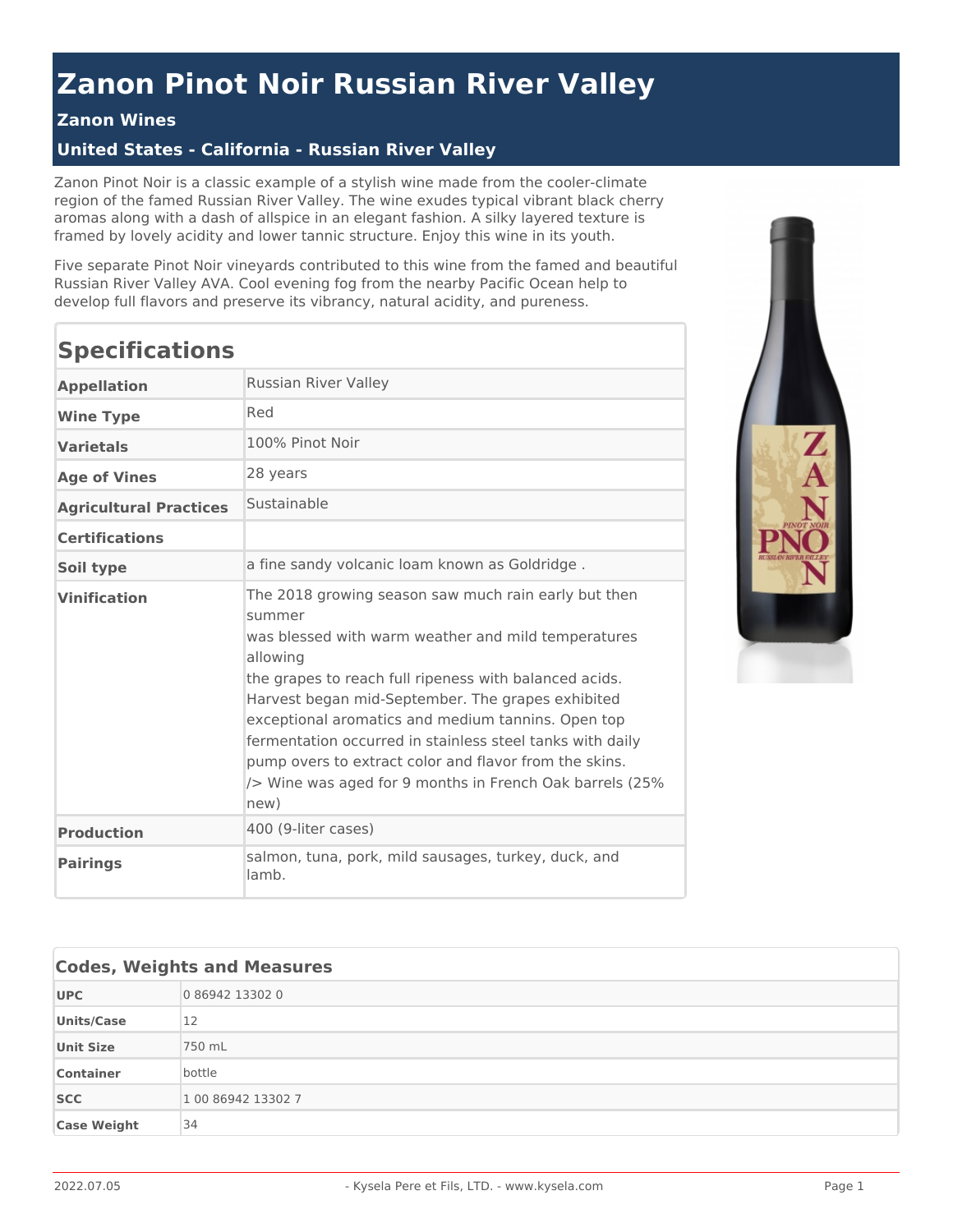# Zanon Pinot Noir Russian River Valley

### Zanon Wines

### United States - California - Russian River Valley

Zanon Pinot Noir is a classic example of a stylish wine made from the cooler-climate region of the famed Russian River Valley. The wine exudes typical vibrant black cherry aromas along with a dash of allspice in an elegant fashion. A silky layered texture is framed by lovely acidity and lower tannic structure. Enjoy this wine in its youth.

Five separate Pinot Noir vineyards contributed to this wine from the famed and beautiful Russian River Valley AVA. Cool evening fog from the nearby Pacific Ocean help to develop full flavors and preserve its vibrancy, natural acidity, and pureness.

## Specifications

| | |
|---|---|
| **Appellation** | Russian River Valley |
| **Wine Type** | Red |
| **Varietals** | 100% Pinot Noir |
| **Age of Vines** | 28 years |
| **Agricultural Practices** | Sustainable |
| **Certifications** | |
| **Soil type** | a fine sandy volcanic loam known as Goldridge . |
| **Vinification** | The 2018 growing season saw much rain early but then summer was blessed with warm weather and mild temperatures allowing the grapes to reach full ripeness with balanced acids. Harvest began mid-September. The grapes exhibited exceptional aromatics and medium tannins. Open top fermentation occurred in stainless steel tanks with daily pump overs to extract color and flavor from the skins. /> Wine was aged for 9 months in French Oak barrels (25% new) |
| **Production** | 400 (9-liter cases) |
| **Pairings** | salmon, tuna, pork, mild sausages, turkey, duck, and lamb. |

## Codes, Weights and Measures

| | |
|---|---|
| **UPC** | 0 86942 13302 0 |
| **Units/Case** | 12 |
| **Unit Size** | 750 mL |
| **Container** | bottle |
| **SCC** | 1 00 86942 13302 7 |
| **Case Weight** | 34 |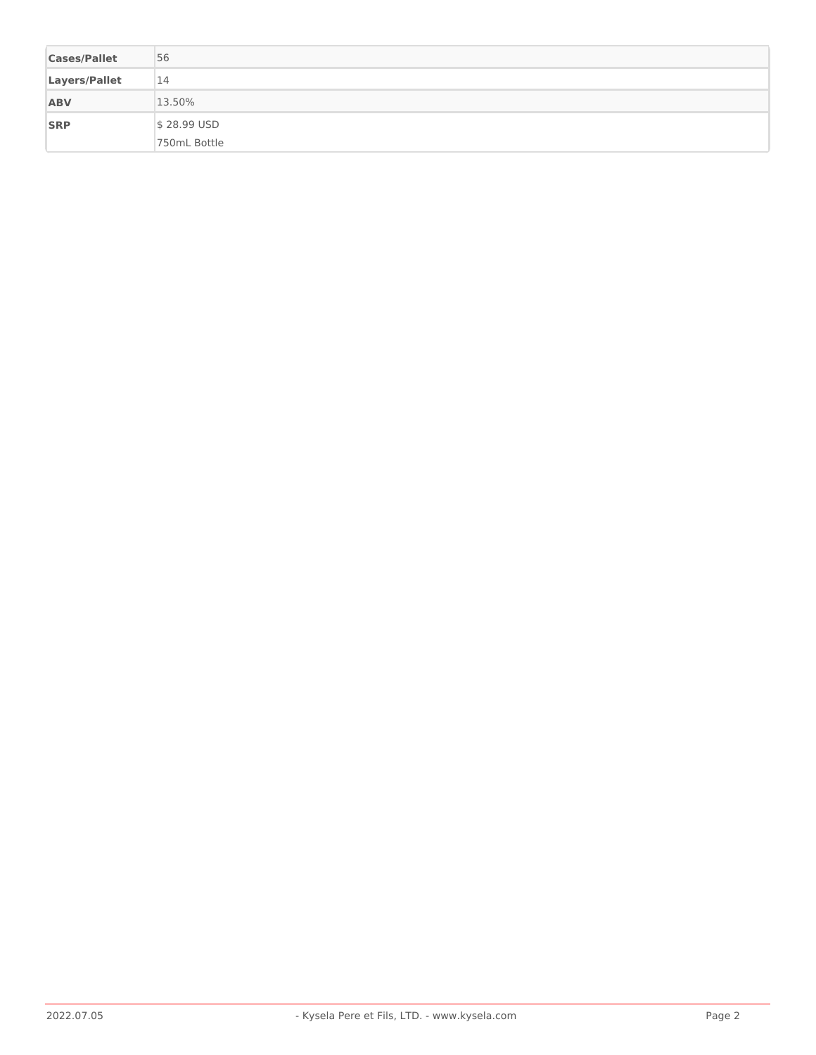| | |
|---|---|
| **Cases/Pallet** | 56 |
| **Layers/Pallet** | 14 |
| **ABV** | 13.50% |
| **SRP** | $ 28.99 USD<br>750mL Bottle |